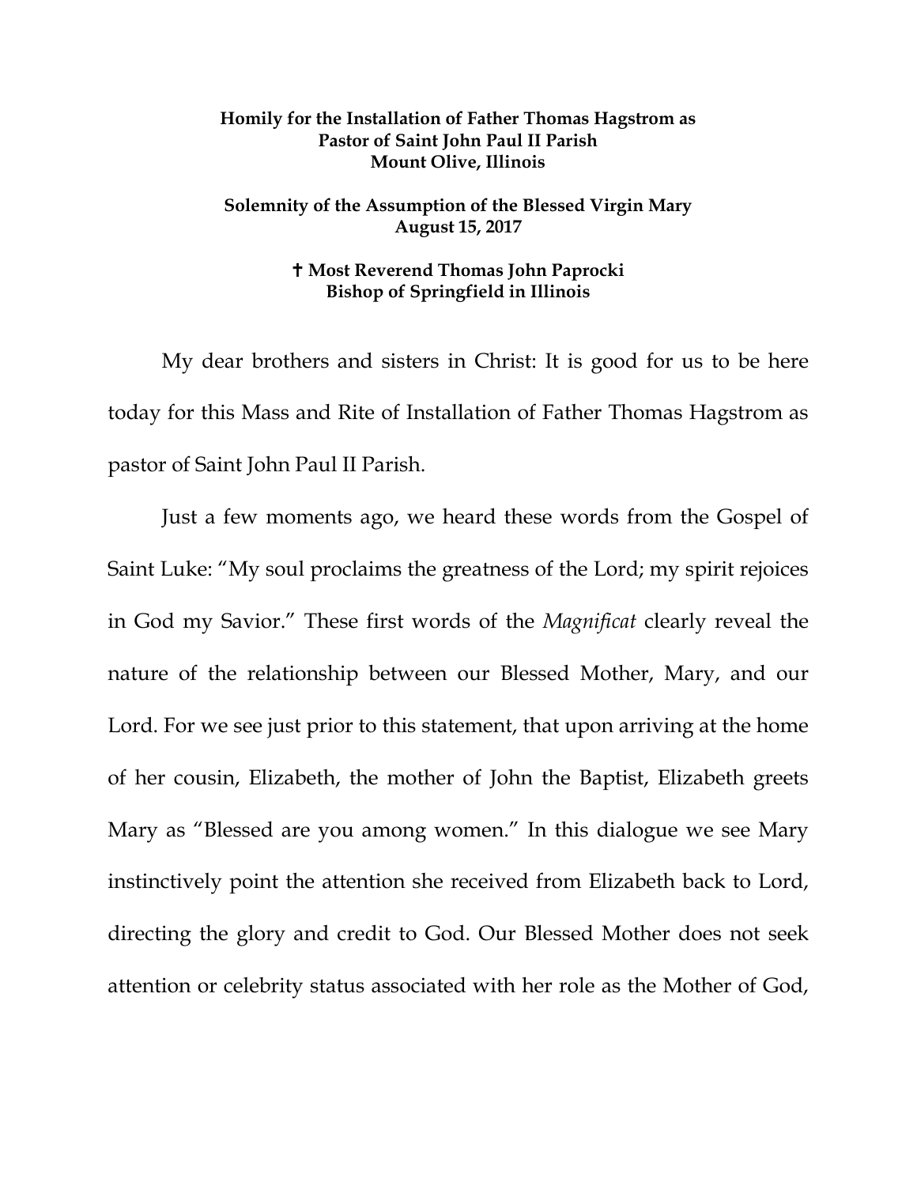**Homily for the Installation of Father Thomas Hagstrom as Pastor of Saint John Paul II Parish**
**Mount Olive, Illinois**

**Solemnity of the Assumption of the Blessed Virgin Mary**
**August 15, 2017**

**✝ Most Reverend Thomas John Paprocki**
**Bishop of Springfield in Illinois**

My dear brothers and sisters in Christ: It is good for us to be here today for this Mass and Rite of Installation of Father Thomas Hagstrom as pastor of Saint John Paul II Parish.

Just a few moments ago, we heard these words from the Gospel of Saint Luke: "My soul proclaims the greatness of the Lord; my spirit rejoices in God my Savior." These first words of the *Magnificat* clearly reveal the nature of the relationship between our Blessed Mother, Mary, and our Lord. For we see just prior to this statement, that upon arriving at the home of her cousin, Elizabeth, the mother of John the Baptist, Elizabeth greets Mary as "Blessed are you among women." In this dialogue we see Mary instinctively point the attention she received from Elizabeth back to Lord, directing the glory and credit to God. Our Blessed Mother does not seek attention or celebrity status associated with her role as the Mother of God,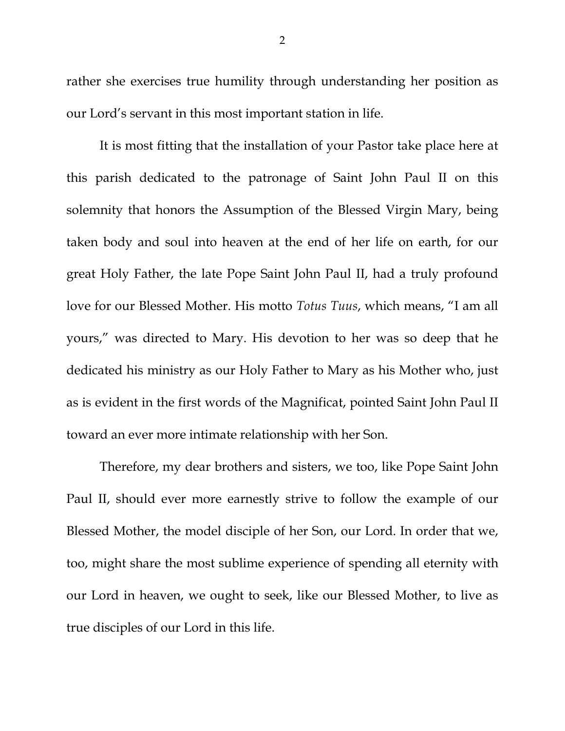rather she exercises true humility through understanding her position as our Lord's servant in this most important station in life.

It is most fitting that the installation of your Pastor take place here at this parish dedicated to the patronage of Saint John Paul II on this solemnity that honors the Assumption of the Blessed Virgin Mary, being taken body and soul into heaven at the end of her life on earth, for our great Holy Father, the late Pope Saint John Paul II, had a truly profound love for our Blessed Mother. His motto *Totus Tuus*, which means, "I am all yours," was directed to Mary. His devotion to her was so deep that he dedicated his ministry as our Holy Father to Mary as his Mother who, just as is evident in the first words of the Magnificat, pointed Saint John Paul II toward an ever more intimate relationship with her Son.

Therefore, my dear brothers and sisters, we too, like Pope Saint John Paul II, should ever more earnestly strive to follow the example of our Blessed Mother, the model disciple of her Son, our Lord. In order that we, too, might share the most sublime experience of spending all eternity with our Lord in heaven, we ought to seek, like our Blessed Mother, to live as true disciples of our Lord in this life.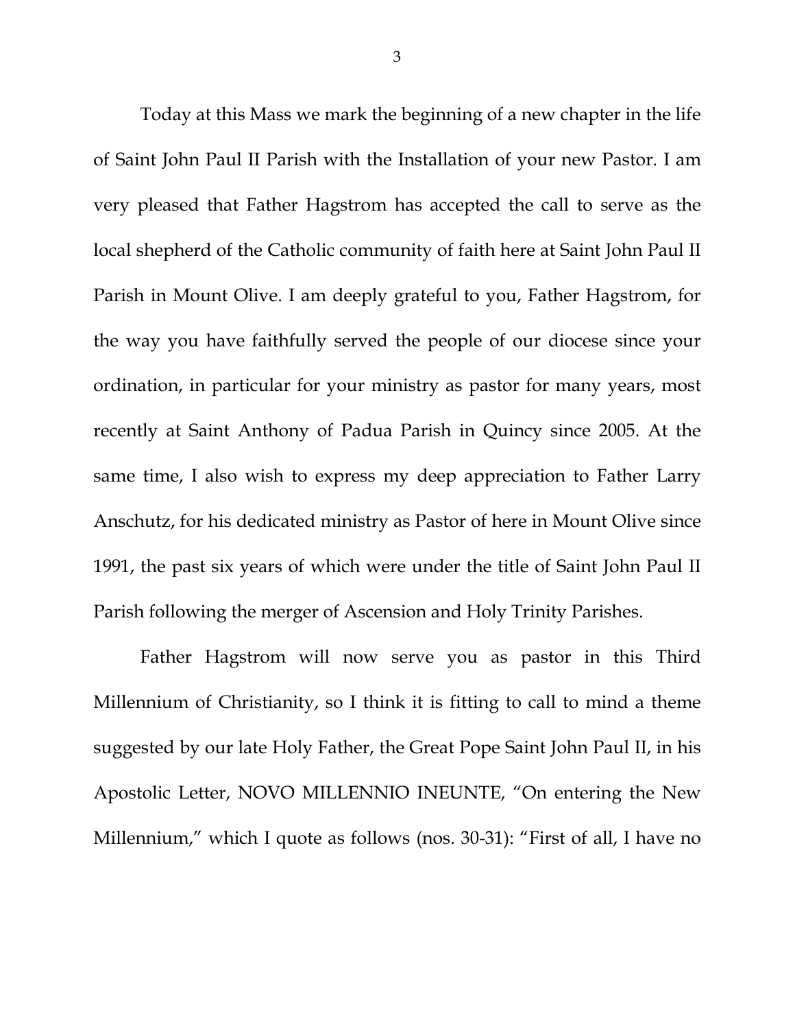Today at this Mass we mark the beginning of a new chapter in the life of Saint John Paul II Parish with the Installation of your new Pastor. I am very pleased that Father Hagstrom has accepted the call to serve as the local shepherd of the Catholic community of faith here at Saint John Paul II Parish in Mount Olive. I am deeply grateful to you, Father Hagstrom, for the way you have faithfully served the people of our diocese since your ordination, in particular for your ministry as pastor for many years, most recently at Saint Anthony of Padua Parish in Quincy since 2005. At the same time, I also wish to express my deep appreciation to Father Larry Anschutz, for his dedicated ministry as Pastor of here in Mount Olive since 1991, the past six years of which were under the title of Saint John Paul II Parish following the merger of Ascension and Holy Trinity Parishes.

Father Hagstrom will now serve you as pastor in this Third Millennium of Christianity, so I think it is fitting to call to mind a theme suggested by our late Holy Father, the Great Pope Saint John Paul II, in his Apostolic Letter, NOVO MILLENNIO INEUNTE, "On entering the New Millennium," which I quote as follows (nos. 30-31): "First of all, I have no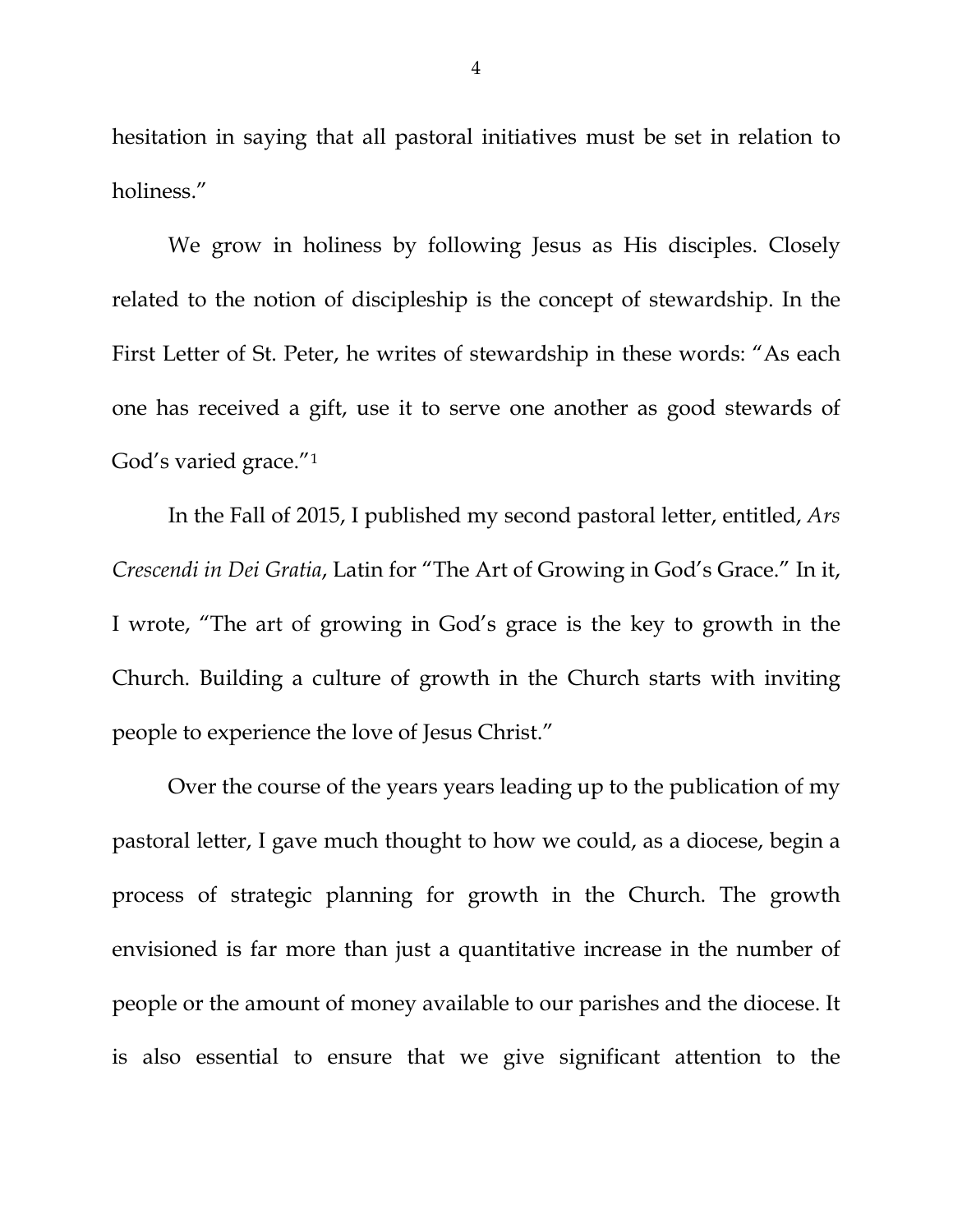hesitation in saying that all pastoral initiatives must be set in relation to holiness."

We grow in holiness by following Jesus as His disciples. Closely related to the notion of discipleship is the concept of stewardship. In the First Letter of St. Peter, he writes of stewardship in these words: "As each one has received a gift, use it to serve one another as good stewards of God's varied grace."[1]

In the Fall of 2015, I published my second pastoral letter, entitled, *Ars Crescendi in Dei Gratia*, Latin for "The Art of Growing in God's Grace." In it, I wrote, "The art of growing in God's grace is the key to growth in the Church. Building a culture of growth in the Church starts with inviting people to experience the love of Jesus Christ."

Over the course of the years years leading up to the publication of my pastoral letter, I gave much thought to how we could, as a diocese, begin a process of strategic planning for growth in the Church. The growth envisioned is far more than just a quantitative increase in the number of people or the amount of money available to our parishes and the diocese. It is also essential to ensure that we give significant attention to the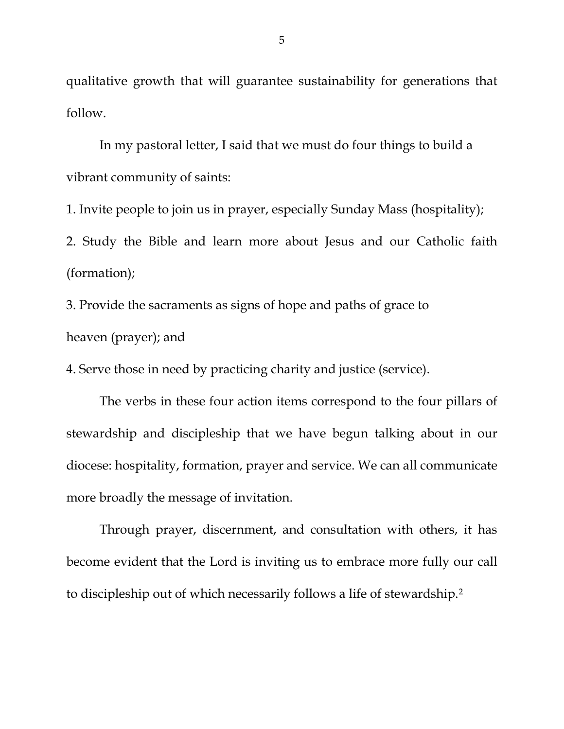qualitative growth that will guarantee sustainability for generations that follow.

In my pastoral letter, I said that we must do four things to build a vibrant community of saints:

1. Invite people to join us in prayer, especially Sunday Mass (hospitality);
2. Study the Bible and learn more about Jesus and our Catholic faith (formation);
3. Provide the sacraments as signs of hope and paths of grace to heaven (prayer); and
4. Serve those in need by practicing charity and justice (service).

The verbs in these four action items correspond to the four pillars of stewardship and discipleship that we have begun talking about in our diocese: hospitality, formation, prayer and service. We can all communicate more broadly the message of invitation.

Through prayer, discernment, and consultation with others, it has become evident that the Lord is inviting us to embrace more fully our call to discipleship out of which necessarily follows a life of stewardship.[2]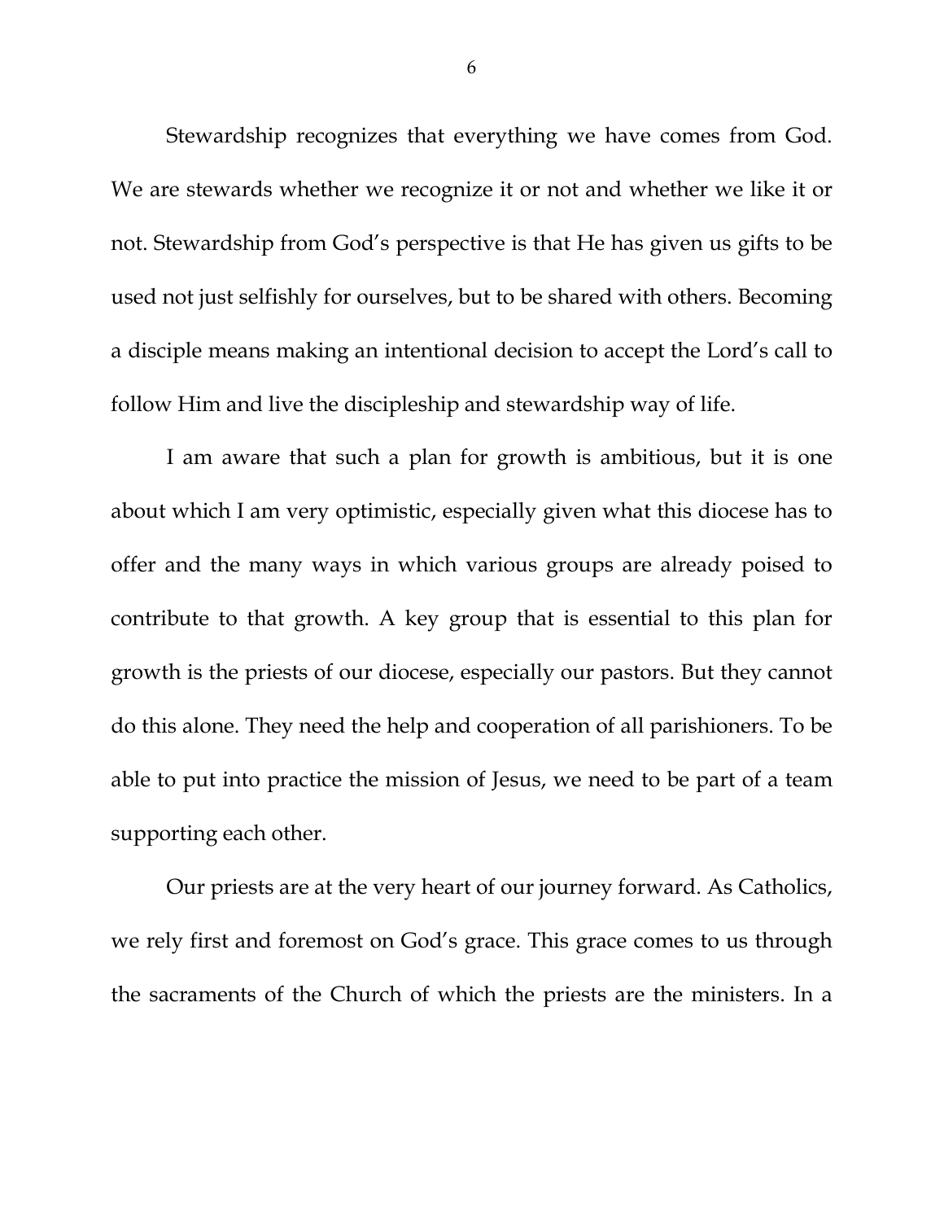Stewardship recognizes that everything we have comes from God. We are stewards whether we recognize it or not and whether we like it or not. Stewardship from God's perspective is that He has given us gifts to be used not just selfishly for ourselves, but to be shared with others. Becoming a disciple means making an intentional decision to accept the Lord's call to follow Him and live the discipleship and stewardship way of life.

I am aware that such a plan for growth is ambitious, but it is one about which I am very optimistic, especially given what this diocese has to offer and the many ways in which various groups are already poised to contribute to that growth. A key group that is essential to this plan for growth is the priests of our diocese, especially our pastors. But they cannot do this alone. They need the help and cooperation of all parishioners. To be able to put into practice the mission of Jesus, we need to be part of a team supporting each other.

Our priests are at the very heart of our journey forward. As Catholics, we rely first and foremost on God's grace. This grace comes to us through the sacraments of the Church of which the priests are the ministers. In a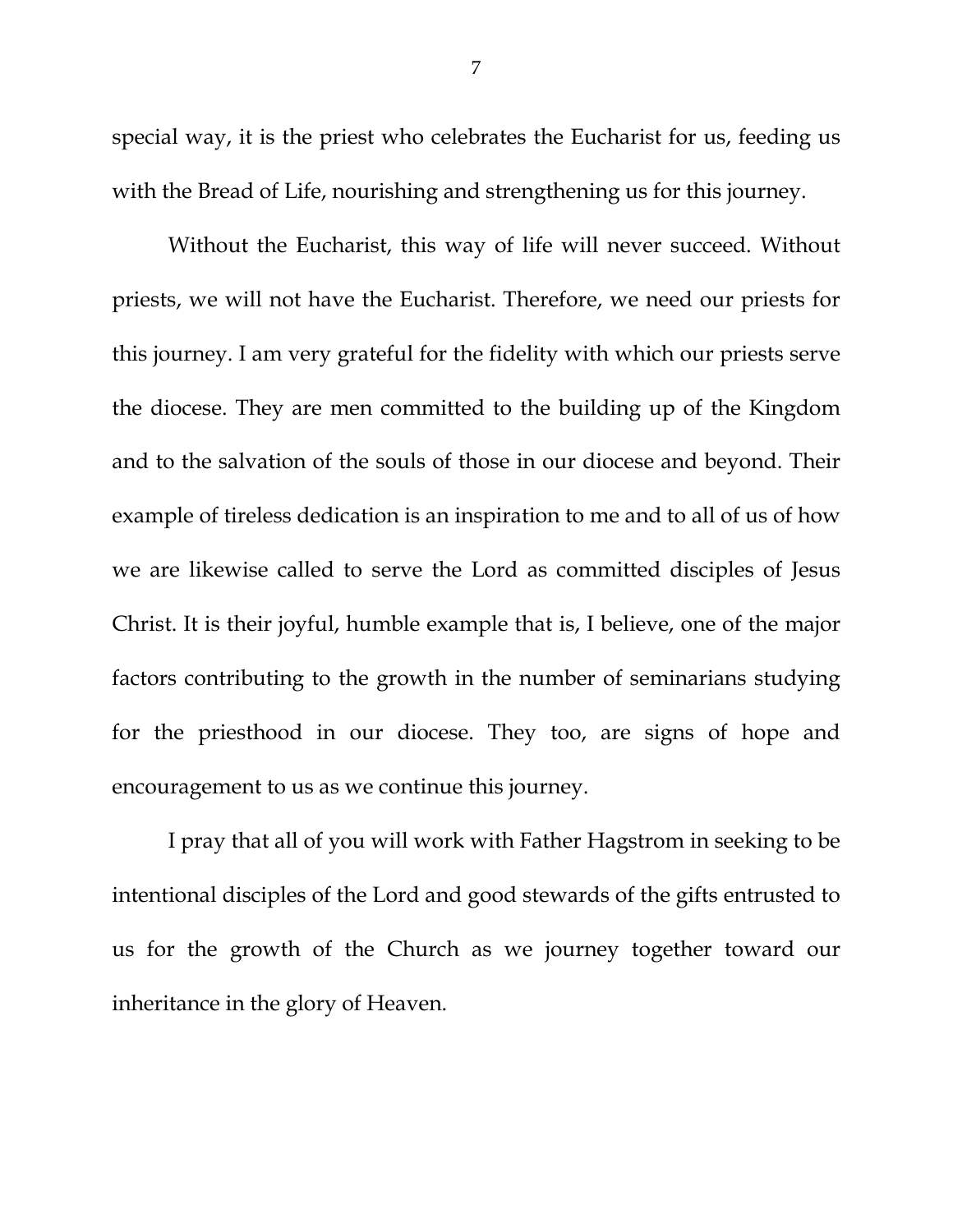special way, it is the priest who celebrates the Eucharist for us, feeding us with the Bread of Life, nourishing and strengthening us for this journey.

Without the Eucharist, this way of life will never succeed. Without priests, we will not have the Eucharist. Therefore, we need our priests for this journey. I am very grateful for the fidelity with which our priests serve the diocese. They are men committed to the building up of the Kingdom and to the salvation of the souls of those in our diocese and beyond. Their example of tireless dedication is an inspiration to me and to all of us of how we are likewise called to serve the Lord as committed disciples of Jesus Christ. It is their joyful, humble example that is, I believe, one of the major factors contributing to the growth in the number of seminarians studying for the priesthood in our diocese. They too, are signs of hope and encouragement to us as we continue this journey.

I pray that all of you will work with Father Hagstrom in seeking to be intentional disciples of the Lord and good stewards of the gifts entrusted to us for the growth of the Church as we journey together toward our inheritance in the glory of Heaven.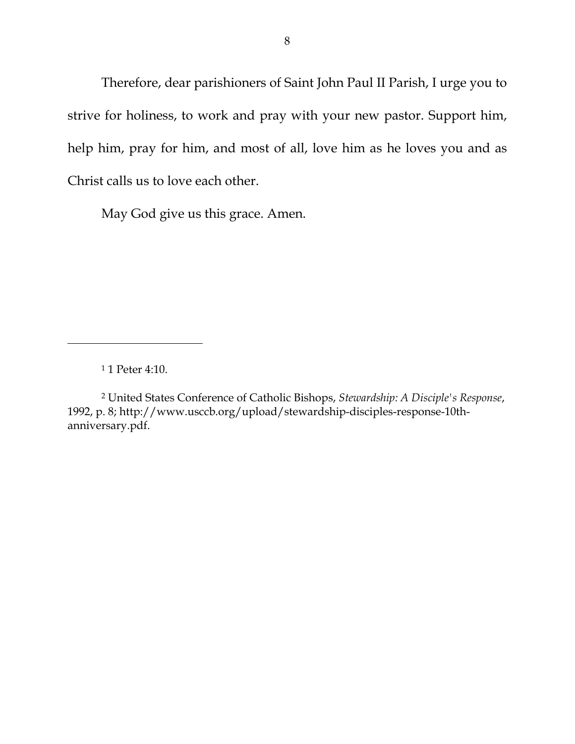Therefore, dear parishioners of Saint John Paul II Parish, I urge you to strive for holiness, to work and pray with your new pastor. Support him, help him, pray for him, and most of all, love him as he loves you and as Christ calls us to love each other.

May God give us this grace. Amen.

---

[1] 1 Peter 4:10.

[2] United States Conference of Catholic Bishops, *Stewardship: A Disciple's Response*, 1992, p. 8; http://www.usccb.org/upload/stewardship-disciples-response-10th-anniversary.pdf.